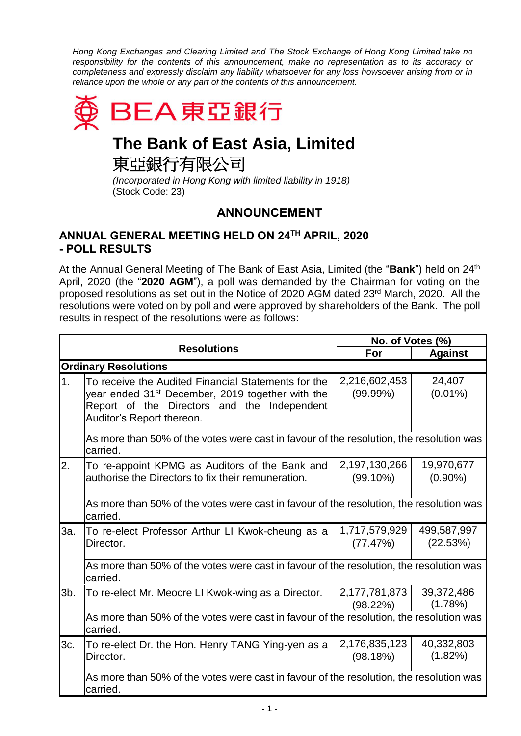*Hong Kong Exchanges and Clearing Limited and The Stock Exchange of Hong Kong Limited take no responsibility for the contents of this announcement, make no representation as to its accuracy or completeness and expressly disclaim any liability whatsoever for any loss howsoever arising from or in reliance upon the whole or any part of the contents of this announcement.*

BEA 東亞銀行

# The Bank of East Asia, Limited

# 東亞銀行有限公司

*(Incorporated in Hong Kong with limited liability in 1918)*
(Stock Code: 23)

## ANNOUNCEMENT

### ANNUAL GENERAL MEETING HELD ON 24TH APRIL, 2020 - POLL RESULTS

At the Annual General Meeting of The Bank of East Asia, Limited (the "**Bank**") held on 24th April, 2020 (the "**2020 AGM**"), a poll was demanded by the Chairman for voting on the proposed resolutions as set out in the Notice of 2020 AGM dated 23rd March, 2020. All the resolutions were voted on by poll and were approved by shareholders of the Bank. The poll results in respect of the resolutions were as follows:

| Resolutions | | No. of Votes (%) | |
|---|---|---|---|
| | | **For** | **Against** |
| **Ordinary Resolutions** | | | |
| 1. | To receive the Audited Financial Statements for the year ended 31st December, 2019 together with the Report of the Directors and the Independent Auditor's Report thereon. | 2,216,602,453 (99.99%) | 24,407 (0.01%) |
| | As more than 50% of the votes were cast in favour of the resolution, the resolution was carried. | | |
| 2. | To re-appoint KPMG as Auditors of the Bank and authorise the Directors to fix their remuneration. | 2,197,130,266 (99.10%) | 19,970,677 (0.90%) |
| | As more than 50% of the votes were cast in favour of the resolution, the resolution was carried. | | |
| 3a. | To re-elect Professor Arthur LI Kwok-cheung as a Director. | 1,717,579,929 (77.47%) | 499,587,997 (22.53%) |
| | As more than 50% of the votes were cast in favour of the resolution, the resolution was carried. | | |
| 3b. | To re-elect Mr. Meocre LI Kwok-wing as a Director. | 2,177,781,873 (98.22%) | 39,372,486 (1.78%) |
| | As more than 50% of the votes were cast in favour of the resolution, the resolution was carried. | | |
| 3c. | To re-elect Dr. the Hon. Henry TANG Ying-yen as a Director. | 2,176,835,123 (98.18%) | 40,332,803 (1.82%) |
| | As more than 50% of the votes were cast in favour of the resolution, the resolution was carried. | | |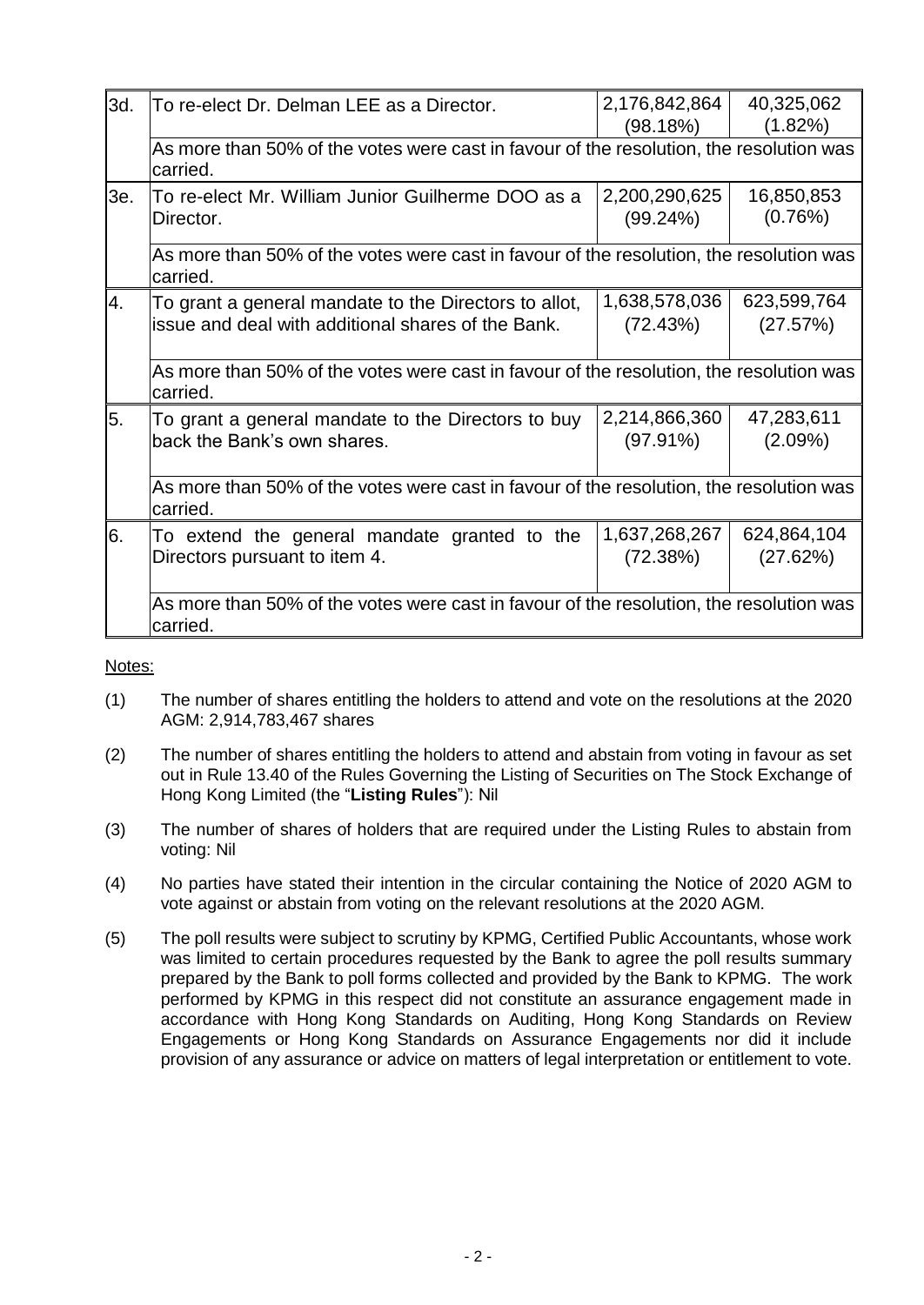| | | | |
|---|---|---|---|
| 3d. | To re-elect Dr. Delman LEE as a Director. | 2,176,842,864 (98.18%) | 40,325,062 (1.82%) |
| | As more than 50% of the votes were cast in favour of the resolution, the resolution was carried. | | |
| 3e. | To re-elect Mr. William Junior Guilherme DOO as a Director. | 2,200,290,625 (99.24%) | 16,850,853 (0.76%) |
| | As more than 50% of the votes were cast in favour of the resolution, the resolution was carried. | | |
| 4. | To grant a general mandate to the Directors to allot, issue and deal with additional shares of the Bank. | 1,638,578,036 (72.43%) | 623,599,764 (27.57%) |
| | As more than 50% of the votes were cast in favour of the resolution, the resolution was carried. | | |
| 5. | To grant a general mandate to the Directors to buy back the Bank's own shares. | 2,214,866,360 (97.91%) | 47,283,611 (2.09%) |
| | As more than 50% of the votes were cast in favour of the resolution, the resolution was carried. | | |
| 6. | To extend the general mandate granted to the Directors pursuant to item 4. | 1,637,268,267 (72.38%) | 624,864,104 (27.62%) |
| | As more than 50% of the votes were cast in favour of the resolution, the resolution was carried. | | |

Notes:

(1) The number of shares entitling the holders to attend and vote on the resolutions at the 2020 AGM: 2,914,783,467 shares

(2) The number of shares entitling the holders to attend and abstain from voting in favour as set out in Rule 13.40 of the Rules Governing the Listing of Securities on The Stock Exchange of Hong Kong Limited (the "**Listing Rules**"): Nil

(3) The number of shares of holders that are required under the Listing Rules to abstain from voting: Nil

(4) No parties have stated their intention in the circular containing the Notice of 2020 AGM to vote against or abstain from voting on the relevant resolutions at the 2020 AGM.

(5) The poll results were subject to scrutiny by KPMG, Certified Public Accountants, whose work was limited to certain procedures requested by the Bank to agree the poll results summary prepared by the Bank to poll forms collected and provided by the Bank to KPMG. The work performed by KPMG in this respect did not constitute an assurance engagement made in accordance with Hong Kong Standards on Auditing, Hong Kong Standards on Review Engagements or Hong Kong Standards on Assurance Engagements nor did it include provision of any assurance or advice on matters of legal interpretation or entitlement to vote.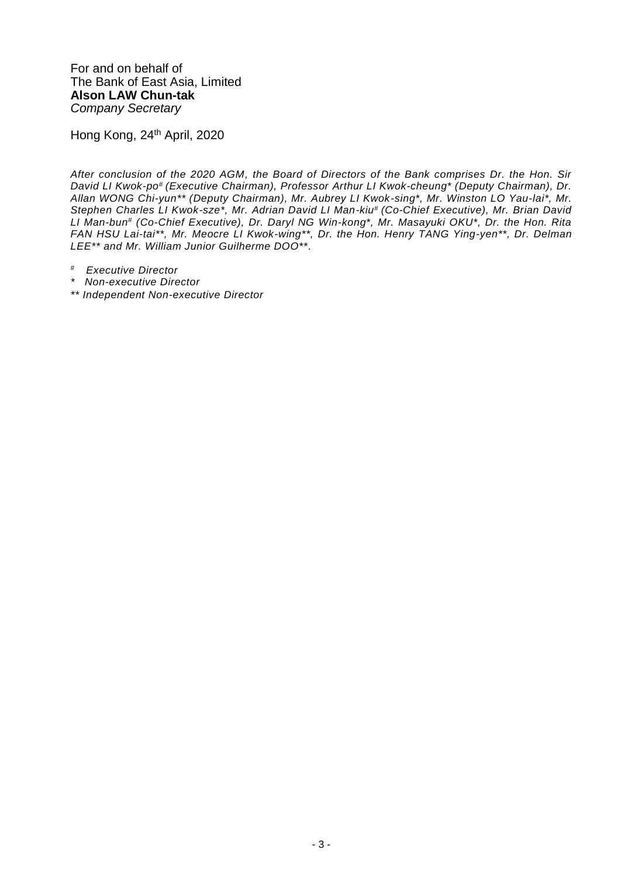For and on behalf of
The Bank of East Asia, Limited
**Alson LAW Chun-tak**
*Company Secretary*

Hong Kong, 24th April, 2020

*After conclusion of the 2020 AGM, the Board of Directors of the Bank comprises Dr. the Hon. Sir David LI Kwok-po# (Executive Chairman), Professor Arthur LI Kwok-cheung* (Deputy Chairman), Dr. Allan WONG Chi-yun** (Deputy Chairman), Mr. Aubrey LI Kwok-sing*, Mr. Winston LO Yau-lai*, Mr. Stephen Charles LI Kwok-sze*, Mr. Adrian David LI Man-kiu# (Co-Chief Executive), Mr. Brian David LI Man-bun# (Co-Chief Executive), Dr. Daryl NG Win-kong*, Mr. Masayuki OKU*, Dr. the Hon. Rita FAN HSU Lai-tai**, Mr. Meocre LI Kwok-wing**, Dr. the Hon. Henry TANG Ying-yen**, Dr. Delman LEE** and Mr. William Junior Guilherme DOO**.*

*# Executive Director*

*\* Non-executive Director*

*\** Independent Non-executive Director*